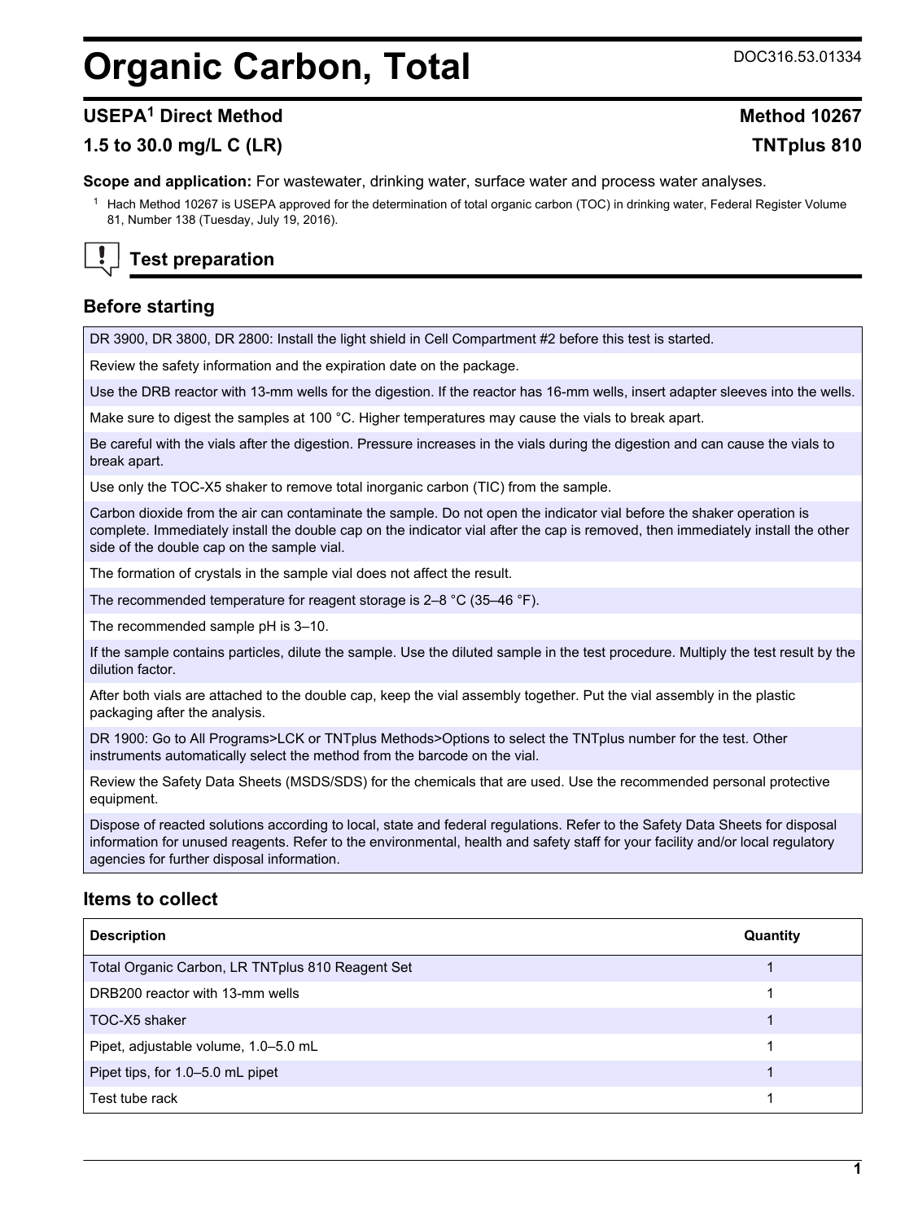# Organic Carbon, Total

DOC316.53.01334

## USEPA[1] Direct Method — Method 10267

## 1.5 to 30.0 mg/L C (LR) — TNTplus 810

**Scope and application:** For wastewater, drinking water, surface water and process water analyses.

[1] Hach Method 10267 is USEPA approved for the determination of total organic carbon (TOC) in drinking water, Federal Register Volume 81, Number 138 (Tuesday, July 19, 2016).

## Test preparation

### Before starting

DR 3900, DR 3800, DR 2800: Install the light shield in Cell Compartment #2 before this test is started.

Review the safety information and the expiration date on the package.

Use the DRB reactor with 13-mm wells for the digestion. If the reactor has 16-mm wells, insert adapter sleeves into the wells.

Make sure to digest the samples at 100 °C. Higher temperatures may cause the vials to break apart.

Be careful with the vials after the digestion. Pressure increases in the vials during the digestion and can cause the vials to break apart.

Use only the TOC-X5 shaker to remove total inorganic carbon (TIC) from the sample.

Carbon dioxide from the air can contaminate the sample. Do not open the indicator vial before the shaker operation is complete. Immediately install the double cap on the indicator vial after the cap is removed, then immediately install the other side of the double cap on the sample vial.

The formation of crystals in the sample vial does not affect the result.

The recommended temperature for reagent storage is 2–8 °C (35–46 °F).

The recommended sample pH is 3–10.

If the sample contains particles, dilute the sample. Use the diluted sample in the test procedure. Multiply the test result by the dilution factor.

After both vials are attached to the double cap, keep the vial assembly together. Put the vial assembly in the plastic packaging after the analysis.

DR 1900: Go to All Programs>LCK or TNTplus Methods>Options to select the TNTplus number for the test. Other instruments automatically select the method from the barcode on the vial.

Review the Safety Data Sheets (MSDS/SDS) for the chemicals that are used. Use the recommended personal protective equipment.

Dispose of reacted solutions according to local, state and federal regulations. Refer to the Safety Data Sheets for disposal information for unused reagents. Refer to the environmental, health and safety staff for your facility and/or local regulatory agencies for further disposal information.

### Items to collect

| Description | Quantity |
| --- | --- |
| Total Organic Carbon, LR TNTplus 810 Reagent Set | 1 |
| DRB200 reactor with 13-mm wells | 1 |
| TOC-X5 shaker | 1 |
| Pipet, adjustable volume, 1.0–5.0 mL | 1 |
| Pipet tips, for 1.0–5.0 mL pipet | 1 |
| Test tube rack | 1 |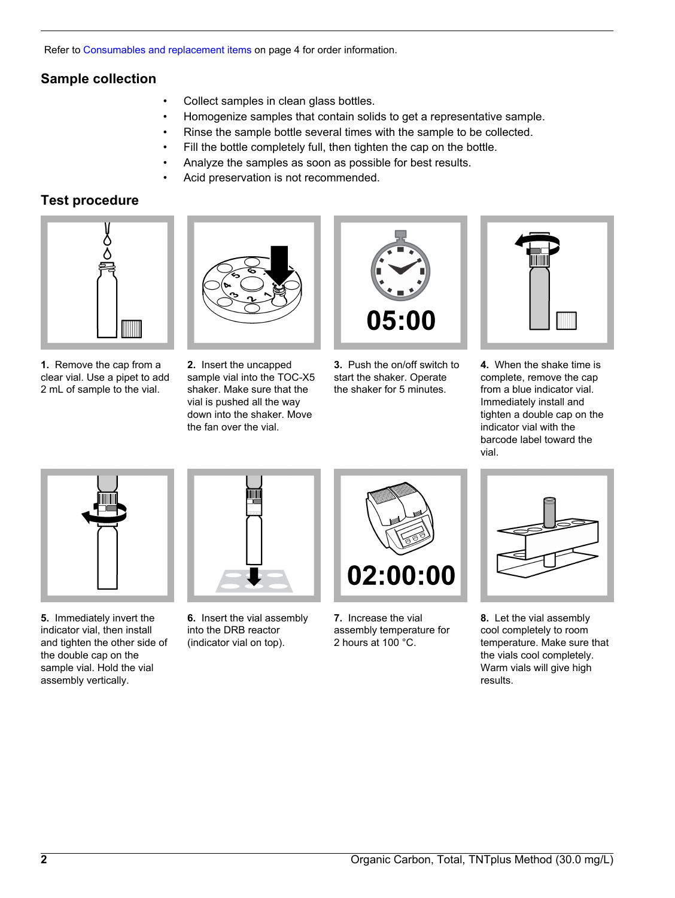Refer to Consumables and replacement items on page 4 for order information.

## Sample collection

- Collect samples in clean glass bottles.
- Homogenize samples that contain solids to get a representative sample.
- Rinse the sample bottle several times with the sample to be collected.
- Fill the bottle completely full, then tighten the cap on the bottle.
- Analyze the samples as soon as possible for best results.
- Acid preservation is not recommended.

## Test procedure

**1.** Remove the cap from a clear vial. Use a pipet to add 2 mL of sample to the vial.

**2.** Insert the uncapped sample vial into the TOC-X5 shaker. Make sure that the vial is pushed all the way down into the shaker. Move the fan over the vial.

**3.** Push the on/off switch to start the shaker. Operate the shaker for 5 minutes.

**4.** When the shake time is complete, remove the cap from a blue indicator vial. Immediately install and tighten a double cap on the indicator vial with the barcode label toward the vial.

**5.** Immediately invert the indicator vial, then install and tighten the other side of the double cap on the sample vial. Hold the vial assembly vertically.

**6.** Insert the vial assembly into the DRB reactor (indicator vial on top).

**7.** Increase the vial assembly temperature for 2 hours at 100 °C.

**8.** Let the vial assembly cool completely to room temperature. Make sure that the vials cool completely. Warm vials will give high results.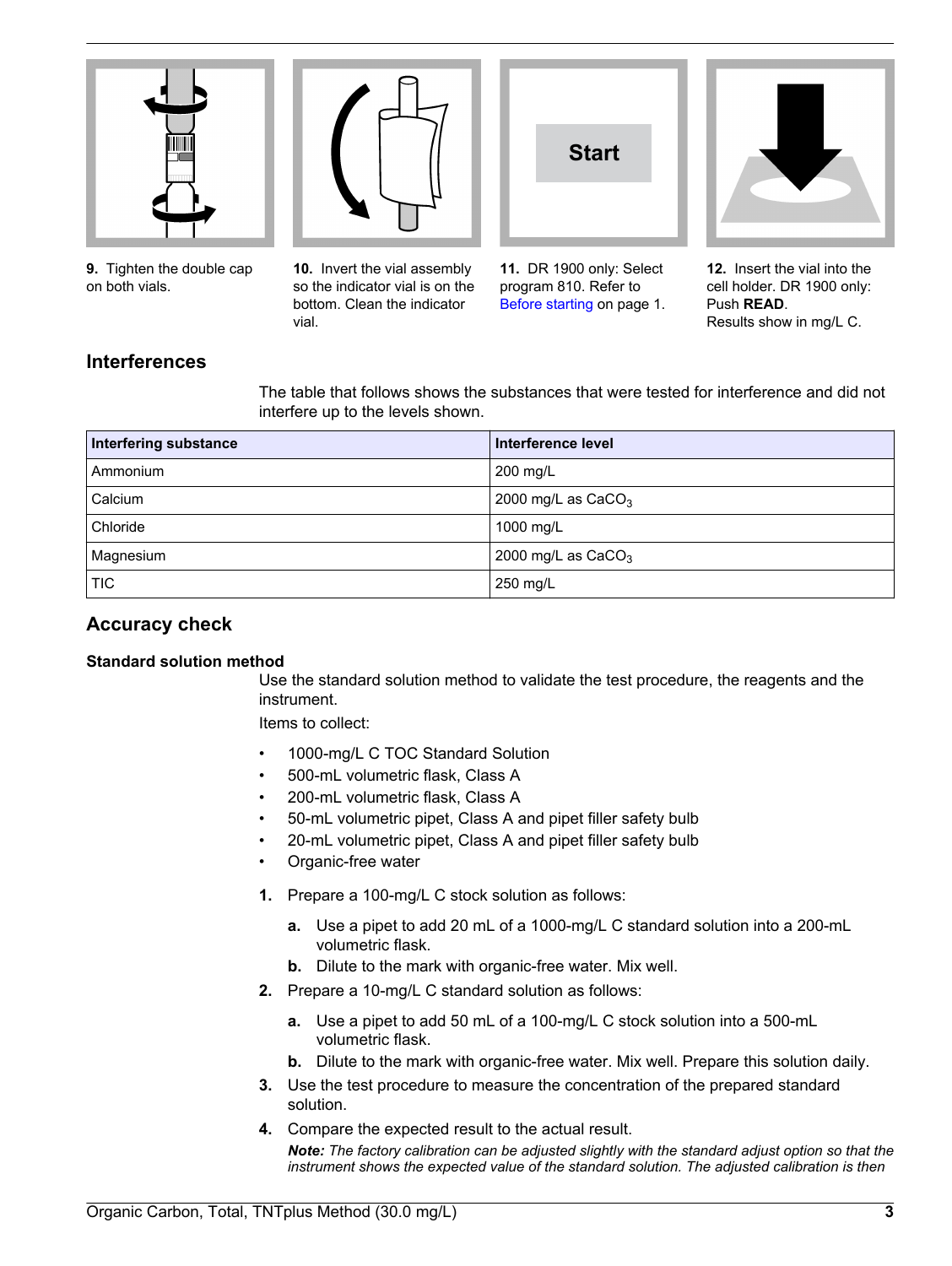9. Tighten the double cap on both vials.

10. Invert the vial assembly so the indicator vial is on the bottom. Clean the indicator vial.

11. DR 1900 only: Select program 810. Refer to Before starting on page 1.

12. Insert the vial into the cell holder. DR 1900 only: Push **READ**. Results show in mg/L C.

## Interferences

The table that follows shows the substances that were tested for interference and did not interfere up to the levels shown.

| Interfering substance | Interference level |
|---|---|
| Ammonium | 200 mg/L |
| Calcium | 2000 mg/L as $CaCO_3$ |
| Chloride | 1000 mg/L |
| Magnesium | 2000 mg/L as $CaCO_3$ |
| TIC | 250 mg/L |

## Accuracy check

### Standard solution method

Use the standard solution method to validate the test procedure, the reagents and the instrument.

Items to collect:

- 1000-mg/L C TOC Standard Solution
- 500-mL volumetric flask, Class A
- 200-mL volumetric flask, Class A
- 50-mL volumetric pipet, Class A and pipet filler safety bulb
- 20-mL volumetric pipet, Class A and pipet filler safety bulb
- Organic-free water

1. Prepare a 100-mg/L C stock solution as follows:
   a. Use a pipet to add 20 mL of a 1000-mg/L C standard solution into a 200-mL volumetric flask.
   b. Dilute to the mark with organic-free water. Mix well.
2. Prepare a 10-mg/L C standard solution as follows:
   a. Use a pipet to add 50 mL of a 100-mg/L C stock solution into a 500-mL volumetric flask.
   b. Dilute to the mark with organic-free water. Mix well. Prepare this solution daily.
3. Use the test procedure to measure the concentration of the prepared standard solution.
4. Compare the expected result to the actual result.

   ***Note:*** *The factory calibration can be adjusted slightly with the standard adjust option so that the instrument shows the expected value of the standard solution. The adjusted calibration is then*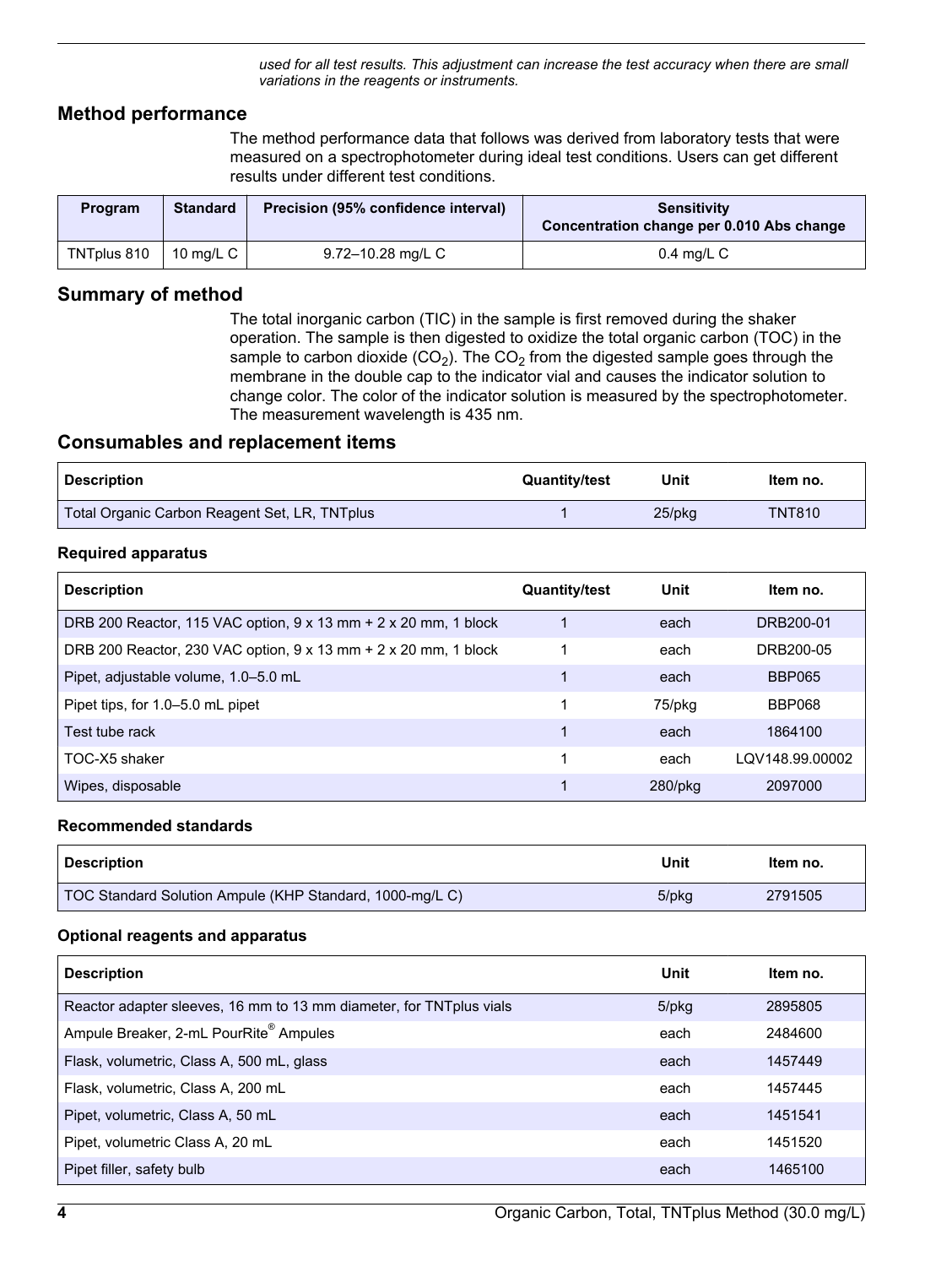*used for all test results. This adjustment can increase the test accuracy when there are small variations in the reagents or instruments.*

## Method performance

The method performance data that follows was derived from laboratory tests that were measured on a spectrophotometer during ideal test conditions. Users can get different results under different test conditions.

| Program | Standard | Precision (95% confidence interval) | Sensitivity Concentration change per 0.010 Abs change |
|---|---|---|---|
| TNTplus 810 | 10 mg/L C | 9.72–10.28 mg/L C | 0.4 mg/L C |

## Summary of method

The total inorganic carbon (TIC) in the sample is first removed during the shaker operation. The sample is then digested to oxidize the total organic carbon (TOC) in the sample to carbon dioxide ($CO_2$). The $CO_2$ from the digested sample goes through the membrane in the double cap to the indicator vial and causes the indicator solution to change color. The color of the indicator solution is measured by the spectrophotometer. The measurement wavelength is 435 nm.

## Consumables and replacement items

| Description | Quantity/test | Unit | Item no. |
|---|---|---|---|
| Total Organic Carbon Reagent Set, LR, TNTplus | 1 | 25/pkg | TNT810 |

### Required apparatus

| Description | Quantity/test | Unit | Item no. |
|---|---|---|---|
| DRB 200 Reactor, 115 VAC option, 9 x 13 mm + 2 x 20 mm, 1 block | 1 | each | DRB200-01 |
| DRB 200 Reactor, 230 VAC option, 9 x 13 mm + 2 x 20 mm, 1 block | 1 | each | DRB200-05 |
| Pipet, adjustable volume, 1.0–5.0 mL | 1 | each | BBP065 |
| Pipet tips, for 1.0–5.0 mL pipet | 1 | 75/pkg | BBP068 |
| Test tube rack | 1 | each | 1864100 |
| TOC-X5 shaker | 1 | each | LQV148.99.00002 |
| Wipes, disposable | 1 | 280/pkg | 2097000 |

### Recommended standards

| Description | Unit | Item no. |
|---|---|---|
| TOC Standard Solution Ampule (KHP Standard, 1000-mg/L C) | 5/pkg | 2791505 |

### Optional reagents and apparatus

| Description | Unit | Item no. |
|---|---|---|
| Reactor adapter sleeves, 16 mm to 13 mm diameter, for TNTplus vials | 5/pkg | 2895805 |
| Ampule Breaker, 2-mL PourRite® Ampules | each | 2484600 |
| Flask, volumetric, Class A, 500 mL, glass | each | 1457449 |
| Flask, volumetric, Class A, 200 mL | each | 1457445 |
| Pipet, volumetric, Class A, 50 mL | each | 1451541 |
| Pipet, volumetric Class A, 20 mL | each | 1451520 |
| Pipet filler, safety bulb | each | 1465100 |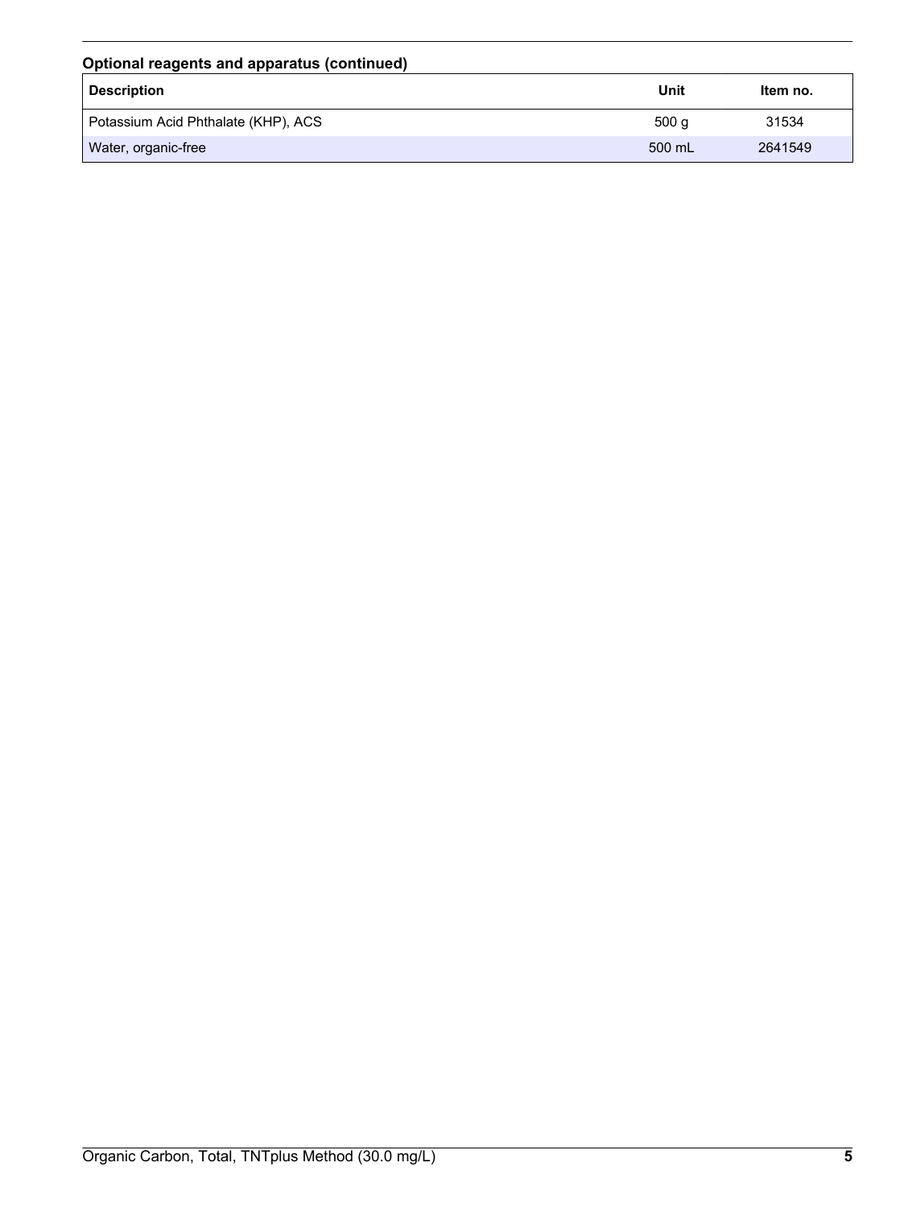### Optional reagents and apparatus (continued)

| Description | Unit | Item no. |
| --- | --- | --- |
| Potassium Acid Phthalate (KHP), ACS | 500 g | 31534 |
| Water, organic-free | 500 mL | 2641549 |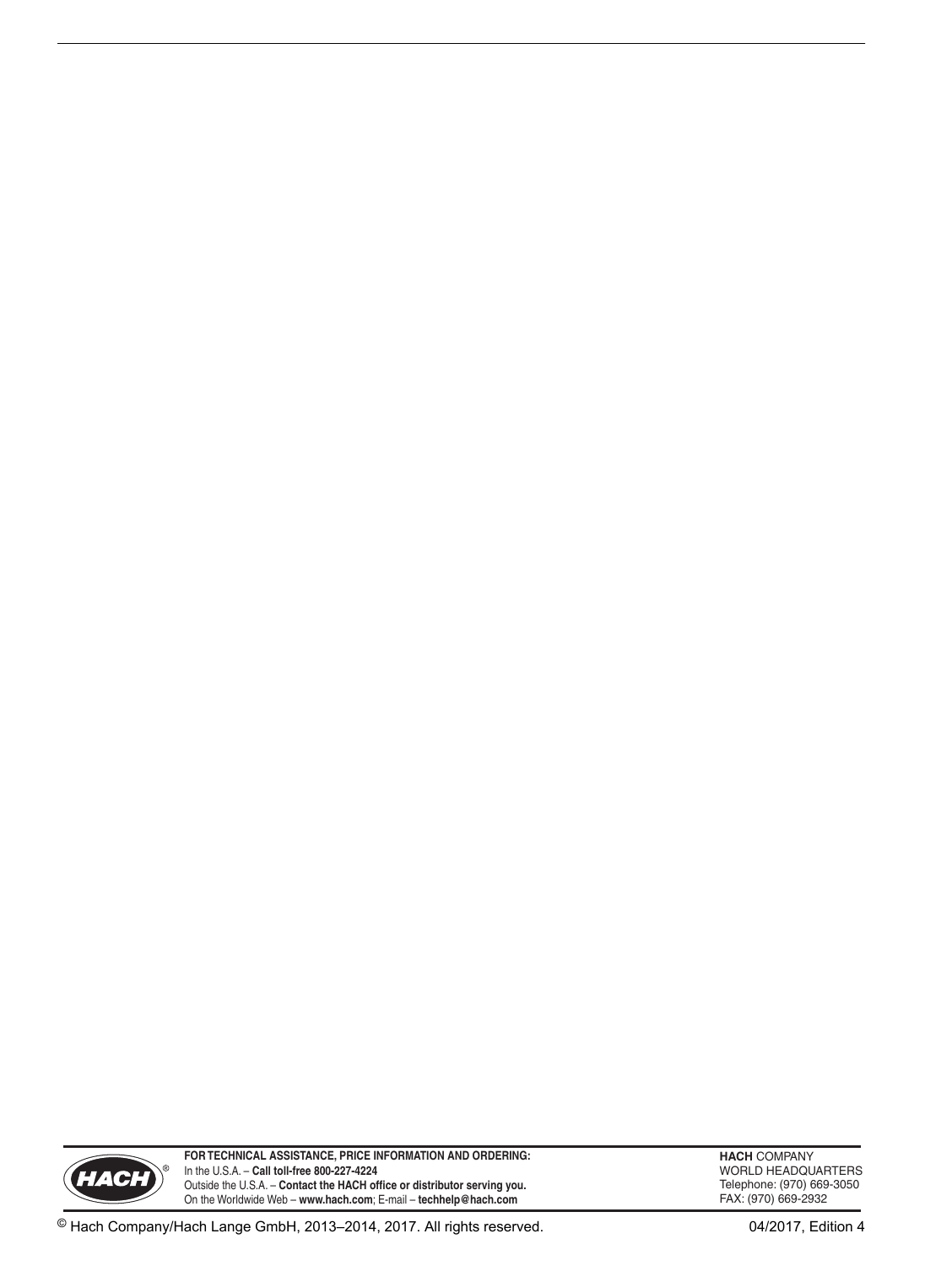**FOR TECHNICAL ASSISTANCE, PRICE INFORMATION AND ORDERING:**
In the U.S.A. – **Call toll-free 800-227-4224**
Outside the U.S.A. – **Contact the HACH office or distributor serving you.**
On the Worldwide Web – **www.hach.com**; E-mail – **techhelp@hach.com**

**HACH** COMPANY
WORLD HEADQUARTERS
Telephone: (970) 669-3050
FAX: (970) 669-2932

© Hach Company/Hach Lange GmbH, 2013–2014, 2017. All rights reserved.

04/2017, Edition 4